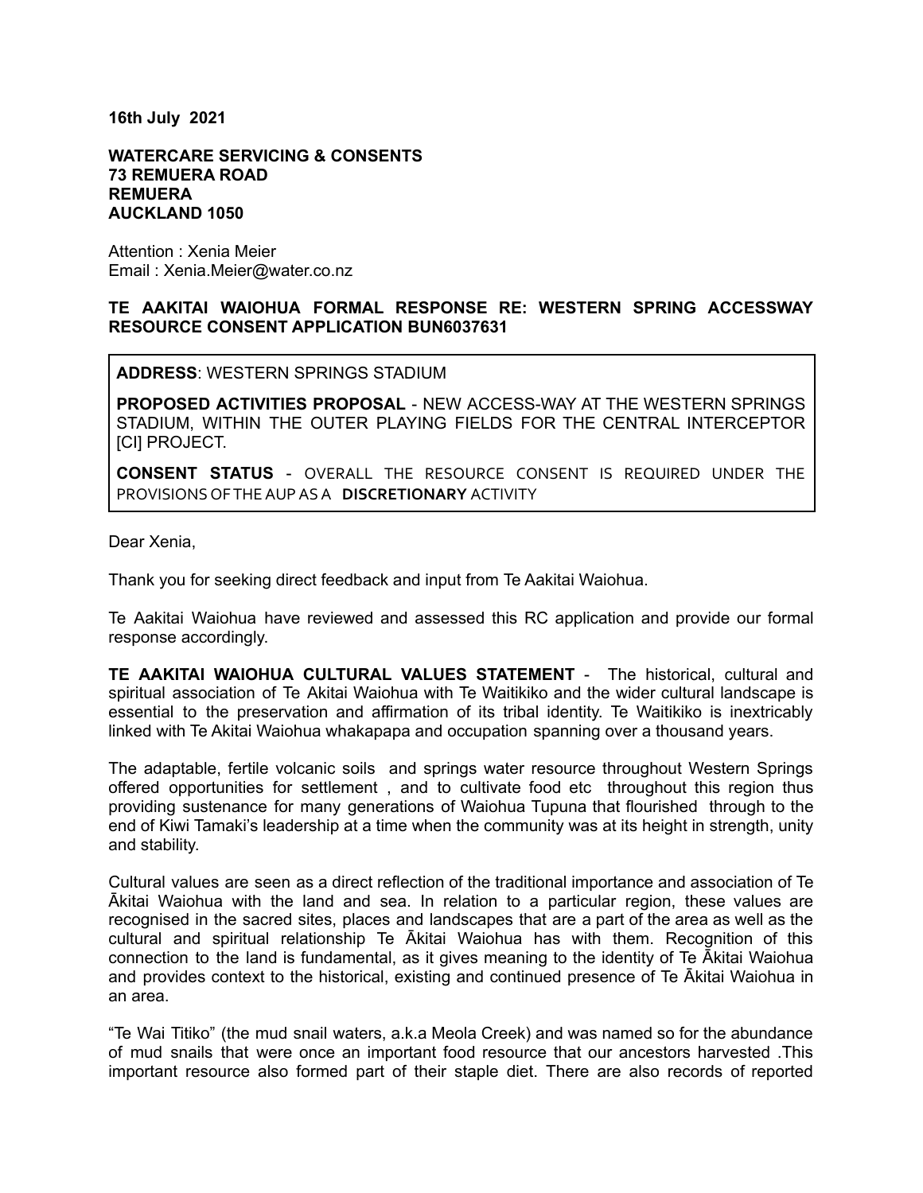**16th July 2021**

**WATERCARE SERVICING & CONSENTS**
**73 REMUERA ROAD**
**REMUERA**
**AUCKLAND 1050**

Attention : Xenia Meier
Email : Xenia.Meier@water.co.nz

**TE AAKITAI WAIOHUA FORMAL RESPONSE RE: WESTERN SPRING ACCESSWAY RESOURCE CONSENT APPLICATION BUN6037631**

**ADDRESS**: WESTERN SPRINGS STADIUM

**PROPOSED ACTIVITIES PROPOSAL** - NEW ACCESS-WAY AT THE WESTERN SPRINGS STADIUM, WITHIN THE OUTER PLAYING FIELDS FOR THE CENTRAL INTERCEPTOR [CI] PROJECT.

**CONSENT STATUS** - OVERALL THE RESOURCE CONSENT IS REQUIRED UNDER THE PROVISIONS OF THE AUP AS A **DISCRETIONARY** ACTIVITY

Dear Xenia,

Thank you for seeking direct feedback and input from Te Aakitai Waiohua.

Te Aakitai Waiohua have reviewed and assessed this RC application and provide our formal response accordingly.

**TE AAKITAI WAIOHUA CULTURAL VALUES STATEMENT** - The historical, cultural and spiritual association of Te Akitai Waiohua with Te Waitikiko and the wider cultural landscape is essential to the preservation and affirmation of its tribal identity. Te Waitikiko is inextricably linked with Te Akitai Waiohua whakapapa and occupation spanning over a thousand years.

The adaptable, fertile volcanic soils and springs water resource throughout Western Springs offered opportunities for settlement , and to cultivate food etc throughout this region thus providing sustenance for many generations of Waiohua Tupuna that flourished through to the end of Kiwi Tamaki's leadership at a time when the community was at its height in strength, unity and stability.

Cultural values are seen as a direct reflection of the traditional importance and association of Te Ākitai Waiohua with the land and sea. In relation to a particular region, these values are recognised in the sacred sites, places and landscapes that are a part of the area as well as the cultural and spiritual relationship Te Ākitai Waiohua has with them. Recognition of this connection to the land is fundamental, as it gives meaning to the identity of Te Ākitai Waiohua and provides context to the historical, existing and continued presence of Te Ākitai Waiohua in an area.

"Te Wai Titiko" (the mud snail waters, a.k.a Meola Creek) and was named so for the abundance of mud snails that were once an important food resource that our ancestors harvested .This important resource also formed part of their staple diet. There are also records of reported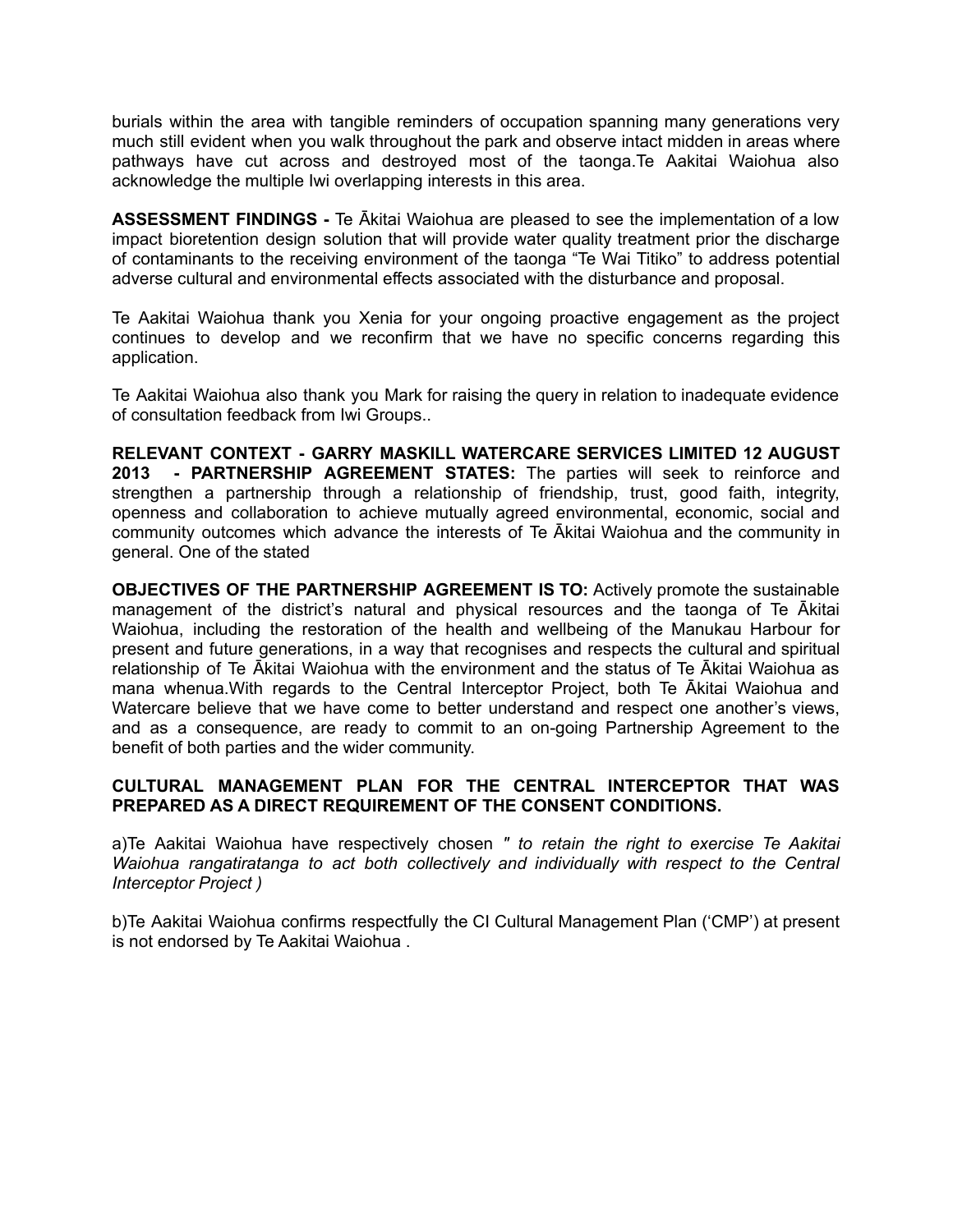burials within the area with tangible reminders of occupation spanning many generations very much still evident when you walk throughout the park and observe intact midden in areas where pathways have cut across and destroyed most of the taonga.Te Aakitai Waiohua also acknowledge the multiple Iwi overlapping interests in this area.

**ASSESSMENT FINDINGS -** Te Ākitai Waiohua are pleased to see the implementation of a low impact bioretention design solution that will provide water quality treatment prior the discharge of contaminants to the receiving environment of the taonga "Te Wai Titiko" to address potential adverse cultural and environmental effects associated with the disturbance and proposal.

Te Aakitai Waiohua thank you Xenia for your ongoing proactive engagement as the project continues to develop and we reconfirm that we have no specific concerns regarding this application.

Te Aakitai Waiohua also thank you Mark for raising the query in relation to inadequate evidence of consultation feedback from Iwi Groups..

**RELEVANT CONTEXT - GARRY MASKILL WATERCARE SERVICES LIMITED 12 AUGUST 2013 - PARTNERSHIP AGREEMENT STATES:** The parties will seek to reinforce and strengthen a partnership through a relationship of friendship, trust, good faith, integrity, openness and collaboration to achieve mutually agreed environmental, economic, social and community outcomes which advance the interests of Te Ākitai Waiohua and the community in general. One of the stated

**OBJECTIVES OF THE PARTNERSHIP AGREEMENT IS TO:** Actively promote the sustainable management of the district's natural and physical resources and the taonga of Te Ākitai Waiohua, including the restoration of the health and wellbeing of the Manukau Harbour for present and future generations, in a way that recognises and respects the cultural and spiritual relationship of Te Ākitai Waiohua with the environment and the status of Te Ākitai Waiohua as mana whenua.With regards to the Central Interceptor Project, both Te Ākitai Waiohua and Watercare believe that we have come to better understand and respect one another's views, and as a consequence, are ready to commit to an on-going Partnership Agreement to the benefit of both parties and the wider community.

**CULTURAL MANAGEMENT PLAN FOR THE CENTRAL INTERCEPTOR THAT WAS PREPARED AS A DIRECT REQUIREMENT OF THE CONSENT CONDITIONS.**

a)Te Aakitai Waiohua have respectively chosen *" to retain the right to exercise Te Aakitai Waiohua rangatiratanga to act both collectively and individually with respect to the Central Interceptor Project )*

b)Te Aakitai Waiohua confirms respectfully the CI Cultural Management Plan ('CMP') at present is not endorsed by Te Aakitai Waiohua .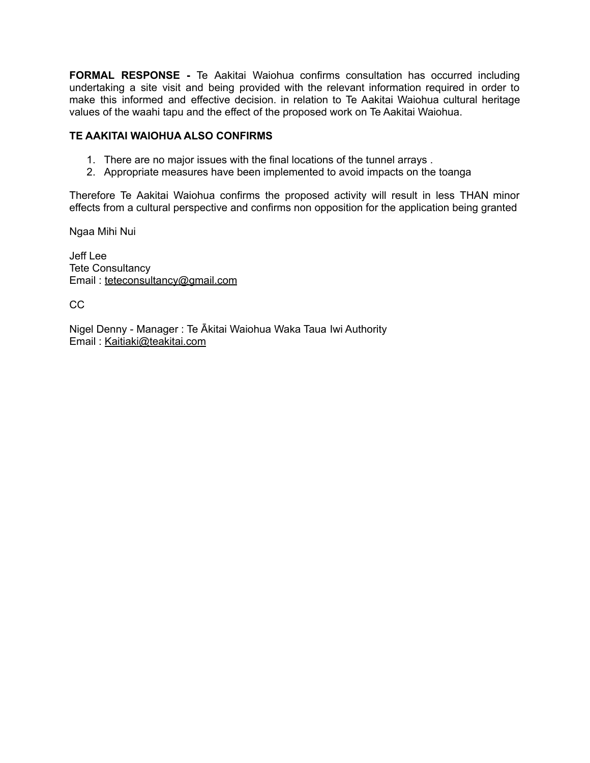**FORMAL RESPONSE -** Te Aakitai Waiohua confirms consultation has occurred including undertaking a site visit and being provided with the relevant information required in order to make this informed and effective decision. in relation to Te Aakitai Waiohua cultural heritage values of the waahi tapu and the effect of the proposed work on Te Aakitai Waiohua.

**TE AAKITAI WAIOHUA ALSO CONFIRMS**

1. There are no major issues with the final locations of the tunnel arrays .
2. Appropriate measures have been implemented to avoid impacts on the toanga

Therefore Te Aakitai Waiohua confirms the proposed activity will result in less THAN minor effects from a cultural perspective and confirms non opposition for the application being granted

Ngaa Mihi Nui

Jeff Lee
Tete Consultancy
Email : teteconsultancy@gmail.com

CC

Nigel Denny - Manager : Te Ākitai Waiohua Waka Taua Iwi Authority
Email : Kaitiaki@teakitai.com